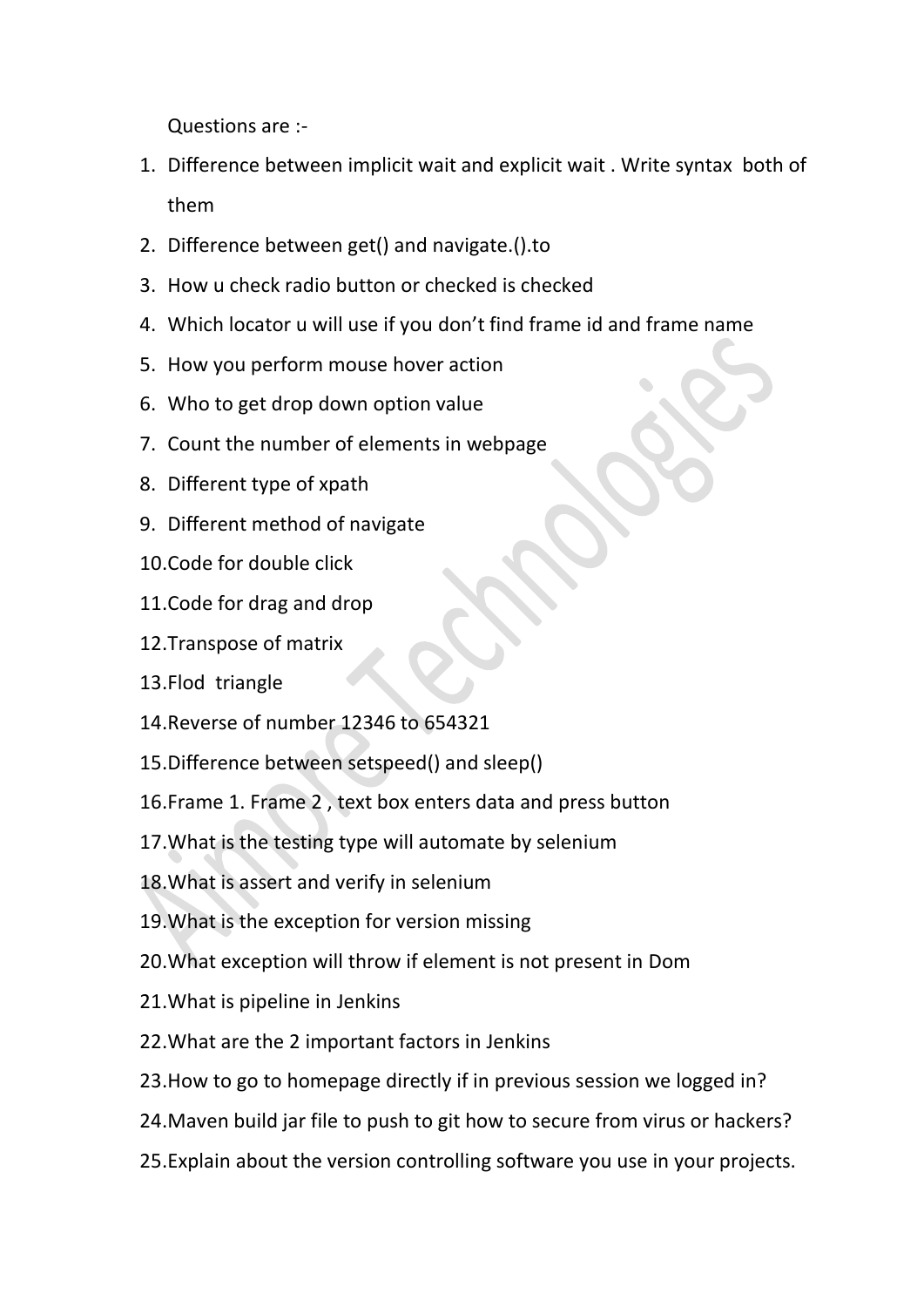Questions are :-

1. Difference between implicit wait and explicit wait . Write syntax  both of them
2. Difference between get() and navigate.().to
3. How u check radio button or checked is checked
4. Which locator u will use if you don't find frame id and frame name
5. How you perform mouse hover action
6. Who to get drop down option value
7. Count the number of elements in webpage
8. Different type of xpath
9. Different method of navigate
10. Code for double click
11. Code for drag and drop
12. Transpose of matrix
13. Flod  triangle
14. Reverse of number 12346 to 654321
15. Difference between setspeed() and sleep()
16. Frame 1. Frame 2 , text box enters data and press button
17. What is the testing type will automate by selenium
18. What is assert and verify in selenium
19. What is the exception for version missing
20. What exception will throw if element is not present in Dom
21. What is pipeline in Jenkins
22. What are the 2 important factors in Jenkins
23. How to go to homepage directly if in previous session we logged in?
24. Maven build jar file to push to git how to secure from virus or hackers?
25. Explain about the version controlling software you use in your projects.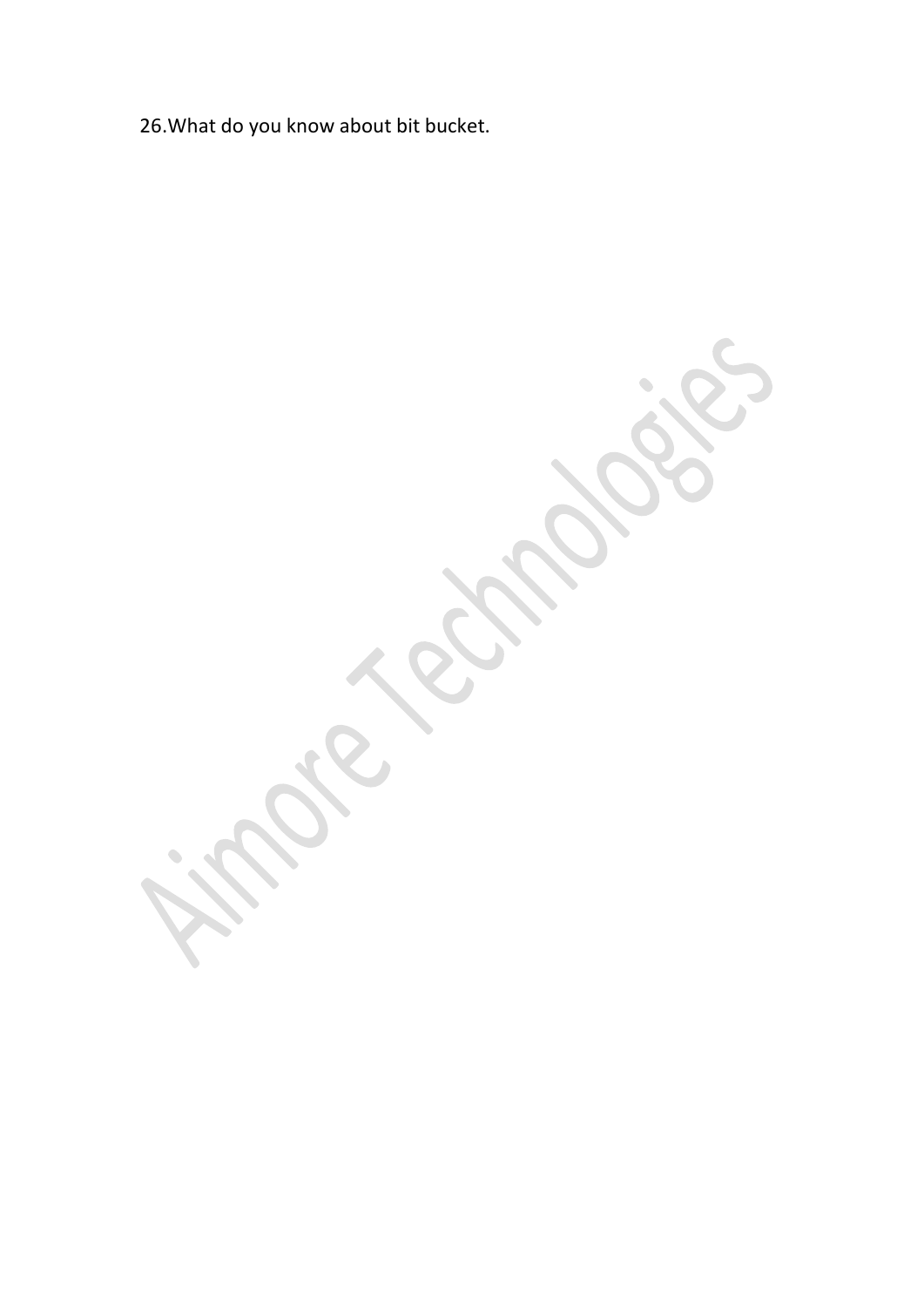26.What do you know about bit bucket.